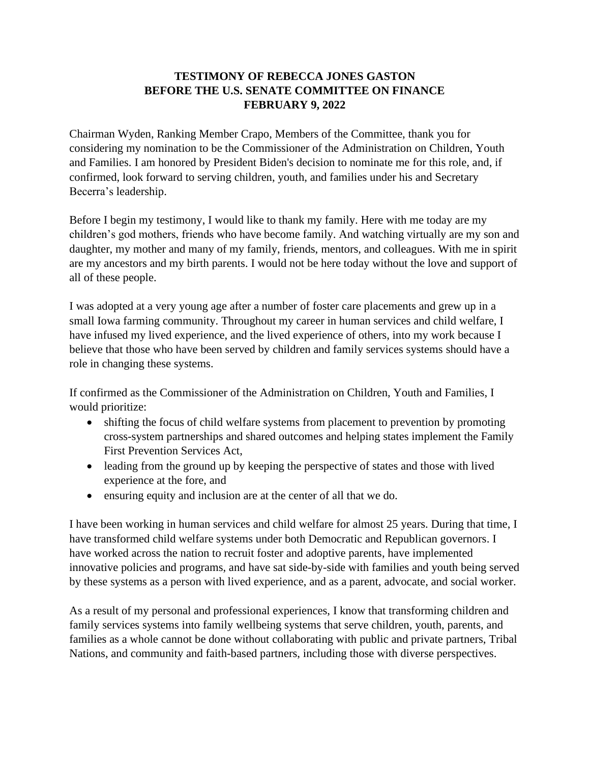# TESTIMONY OF REBECCA JONES GASTON
# BEFORE THE U.S. SENATE COMMITTEE ON FINANCE
# FEBRUARY 9, 2022

Chairman Wyden, Ranking Member Crapo, Members of the Committee, thank you for considering my nomination to be the Commissioner of the Administration on Children, Youth and Families. I am honored by President Biden's decision to nominate me for this role, and, if confirmed, look forward to serving children, youth, and families under his and Secretary Becerra's leadership.

Before I begin my testimony, I would like to thank my family. Here with me today are my children's god mothers, friends who have become family. And watching virtually are my son and daughter, my mother and many of my family, friends, mentors, and colleagues. With me in spirit are my ancestors and my birth parents. I would not be here today without the love and support of all of these people.

I was adopted at a very young age after a number of foster care placements and grew up in a small Iowa farming community. Throughout my career in human services and child welfare, I have infused my lived experience, and the lived experience of others, into my work because I believe that those who have been served by children and family services systems should have a role in changing these systems.

If confirmed as the Commissioner of the Administration on Children, Youth and Families, I would prioritize:

- shifting the focus of child welfare systems from placement to prevention by promoting cross-system partnerships and shared outcomes and helping states implement the Family First Prevention Services Act,
- leading from the ground up by keeping the perspective of states and those with lived experience at the fore, and
- ensuring equity and inclusion are at the center of all that we do.

I have been working in human services and child welfare for almost 25 years. During that time, I have transformed child welfare systems under both Democratic and Republican governors. I have worked across the nation to recruit foster and adoptive parents, have implemented innovative policies and programs, and have sat side-by-side with families and youth being served by these systems as a person with lived experience, and as a parent, advocate, and social worker.

As a result of my personal and professional experiences, I know that transforming children and family services systems into family wellbeing systems that serve children, youth, parents, and families as a whole cannot be done without collaborating with public and private partners, Tribal Nations, and community and faith-based partners, including those with diverse perspectives.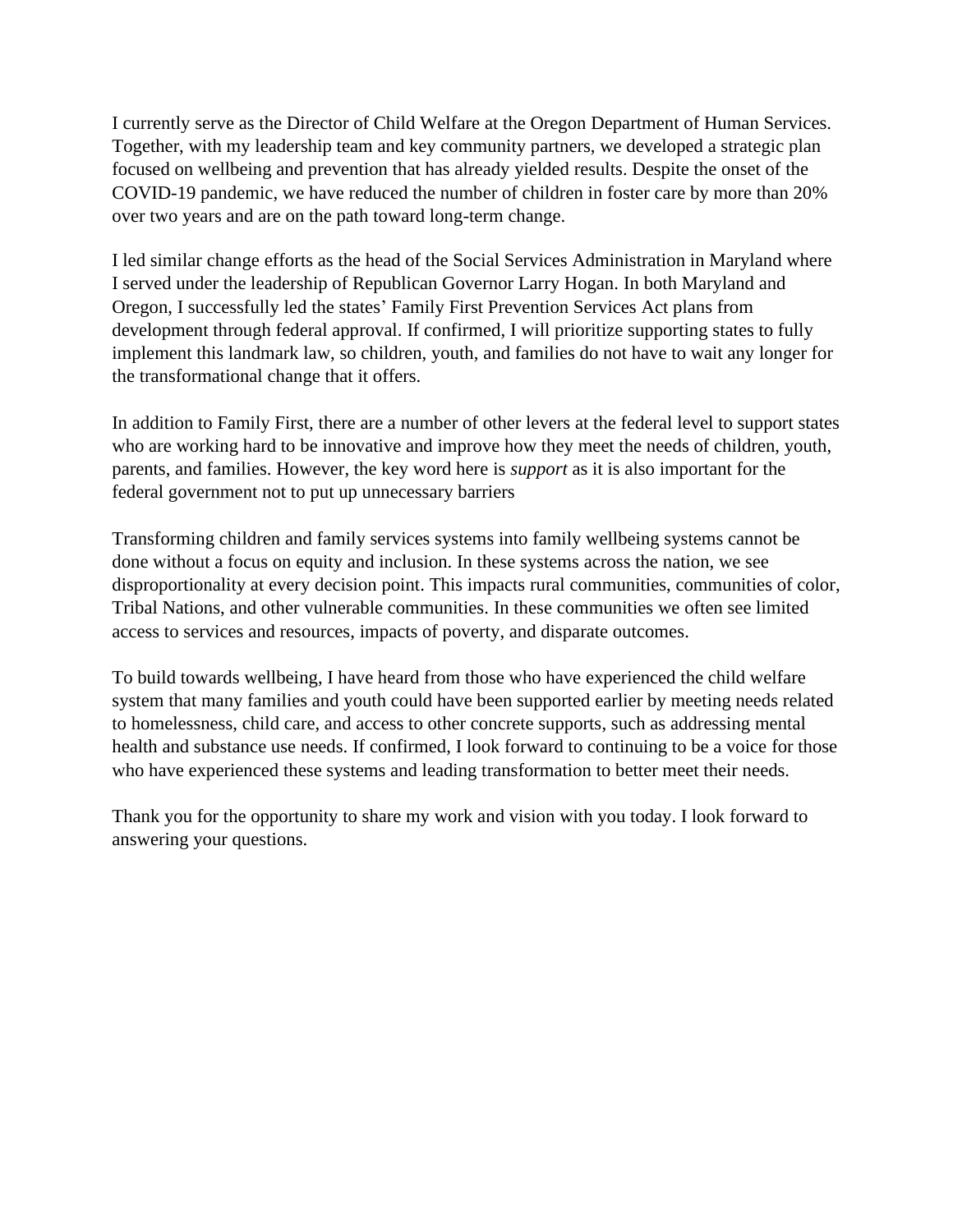I currently serve as the Director of Child Welfare at the Oregon Department of Human Services. Together, with my leadership team and key community partners, we developed a strategic plan focused on wellbeing and prevention that has already yielded results. Despite the onset of the COVID-19 pandemic, we have reduced the number of children in foster care by more than 20% over two years and are on the path toward long-term change.

I led similar change efforts as the head of the Social Services Administration in Maryland where I served under the leadership of Republican Governor Larry Hogan. In both Maryland and Oregon, I successfully led the states' Family First Prevention Services Act plans from development through federal approval. If confirmed, I will prioritize supporting states to fully implement this landmark law, so children, youth, and families do not have to wait any longer for the transformational change that it offers.

In addition to Family First, there are a number of other levers at the federal level to support states who are working hard to be innovative and improve how they meet the needs of children, youth, parents, and families. However, the key word here is *support* as it is also important for the federal government not to put up unnecessary barriers

Transforming children and family services systems into family wellbeing systems cannot be done without a focus on equity and inclusion. In these systems across the nation, we see disproportionality at every decision point. This impacts rural communities, communities of color, Tribal Nations, and other vulnerable communities. In these communities we often see limited access to services and resources, impacts of poverty, and disparate outcomes.

To build towards wellbeing, I have heard from those who have experienced the child welfare system that many families and youth could have been supported earlier by meeting needs related to homelessness, child care, and access to other concrete supports, such as addressing mental health and substance use needs. If confirmed, I look forward to continuing to be a voice for those who have experienced these systems and leading transformation to better meet their needs.

Thank you for the opportunity to share my work and vision with you today. I look forward to answering your questions.